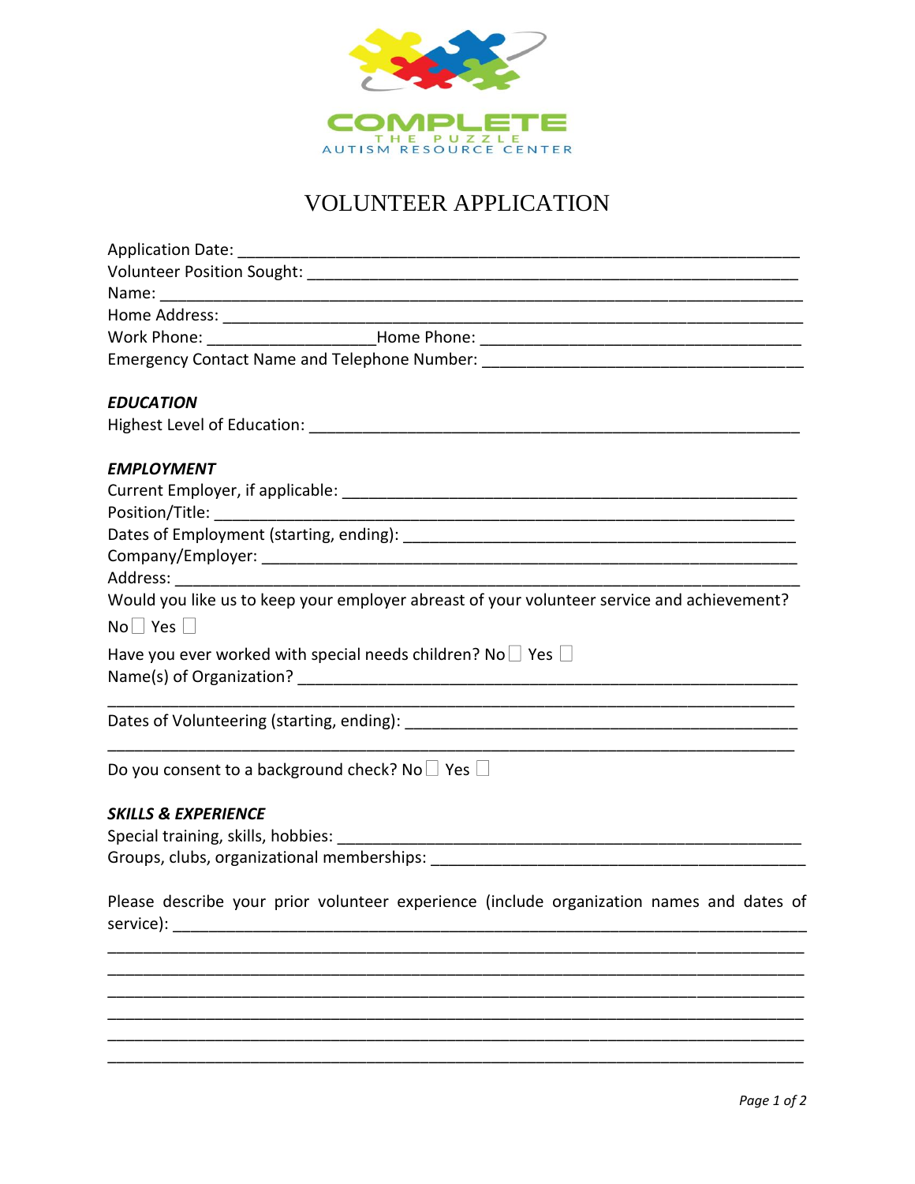COMPLETE
THE PUZZLE
AUTISM RESOURCE CENTER

# VOLUNTEER APPLICATION

Application Date: ___________________________________________________________

Volunteer Position Sought: ___________________________________________________

Name: _______________________________________________________________

Home Address: ________________________________________________________

Work Phone: ___________________Home Phone: __________________________________

Emergency Contact Name and Telephone Number: ____________________________________

***EDUCATION***

Highest Level of Education: ___________________________________________________

***EMPLOYMENT***

Current Employer, if applicable: ________________________________________________

Position/Title: ________________________________________________________

Dates of Employment (starting, ending): ___________________________________________

Company/Employer: ____________________________________________________

Address: ____________________________________________________________

Would you like us to keep your employer abreast of your volunteer service and achievement?

No ☐ Yes ☐

Have you ever worked with special needs children? No ☐ Yes ☐

Name(s) of Organization? ______________________________________________________

_____________________________________________________________________________

Dates of Volunteering (starting, ending): ___________________________________________

_____________________________________________________________________________

Do you consent to a background check? No ☐ Yes ☐

***SKILLS & EXPERIENCE***

Special training, skills, hobbies: ________________________________________________

Groups, clubs, organizational memberships: ________________________________________

Please describe your prior volunteer experience (include organization names and dates of service): ____________________________________________________________________

_____________________________________________________________________________

_____________________________________________________________________________

_____________________________________________________________________________

_____________________________________________________________________________

_____________________________________________________________________________

_____________________________________________________________________________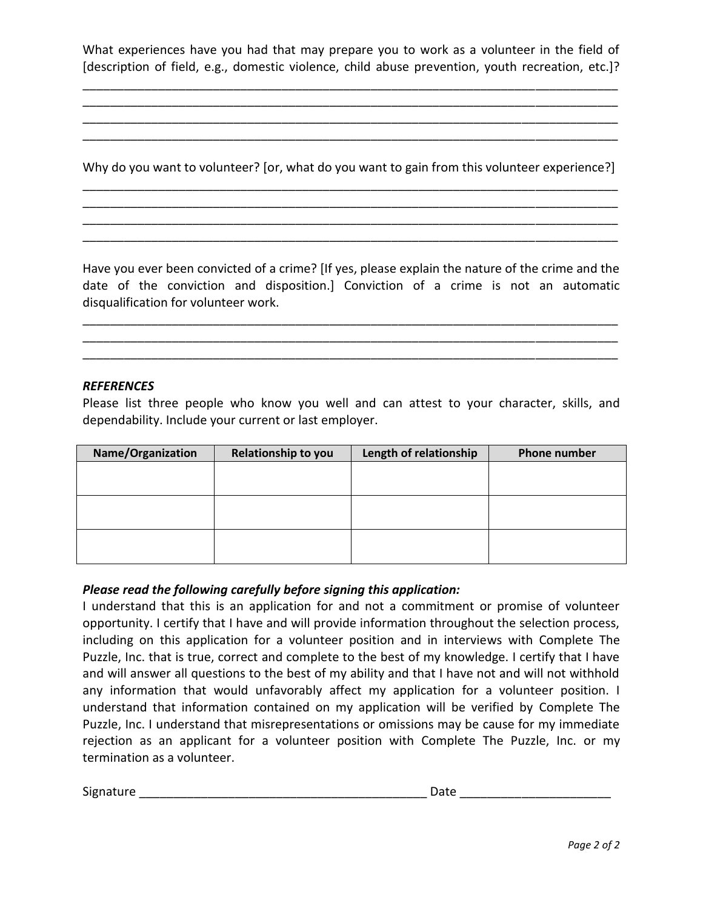What experiences have you had that may prepare you to work as a volunteer in the field of [description of field, e.g., domestic violence, child abuse prevention, youth recreation, etc.]?

___________________________________________________________________________
___________________________________________________________________________
___________________________________________________________________________
___________________________________________________________________________

Why do you want to volunteer? [or, what do you want to gain from this volunteer experience?]

___________________________________________________________________________
___________________________________________________________________________
___________________________________________________________________________
___________________________________________________________________________

Have you ever been convicted of a crime? [If yes, please explain the nature of the crime and the date of the conviction and disposition.] Conviction of a crime is not an automatic disqualification for volunteer work.

___________________________________________________________________________
___________________________________________________________________________
___________________________________________________________________________

***REFERENCES***

Please list three people who know you well and can attest to your character, skills, and dependability. Include your current or last employer.

| Name/Organization | Relationship to you | Length of relationship | Phone number |
|---|---|---|---|
| | | | |
| | | | |
| | | | |

***Please read the following carefully before signing this application:***

I understand that this is an application for and not a commitment or promise of volunteer opportunity. I certify that I have and will provide information throughout the selection process, including on this application for a volunteer position and in interviews with Complete The Puzzle, Inc. that is true, correct and complete to the best of my knowledge. I certify that I have and will answer all questions to the best of my ability and that I have not and will not withhold any information that would unfavorably affect my application for a volunteer position. I understand that information contained on my application will be verified by Complete The Puzzle, Inc. I understand that misrepresentations or omissions may be cause for my immediate rejection as an applicant for a volunteer position with Complete The Puzzle, Inc. or my termination as a volunteer.

Signature ___________________________________________ Date ______________________